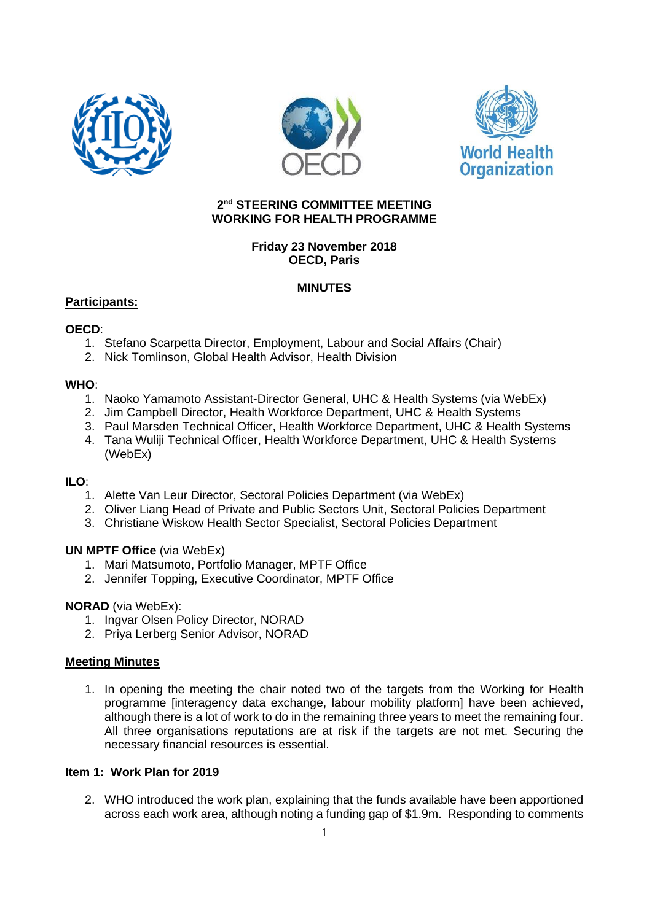## 2nd STEERING COMMITTEE MEETING
## WORKING FOR HEALTH PROGRAMME

**Friday 23 November 2018**
**OECD, Paris**

**MINUTES**

**<u>Participants:</u>**

**OECD**:

1. Stefano Scarpetta Director, Employment, Labour and Social Affairs (Chair)
2. Nick Tomlinson, Global Health Advisor, Health Division

**WHO**:

1. Naoko Yamamoto Assistant-Director General, UHC & Health Systems (via WebEx)
2. Jim Campbell Director, Health Workforce Department, UHC & Health Systems
3. Paul Marsden Technical Officer, Health Workforce Department, UHC & Health Systems
4. Tana Wuliji Technical Officer, Health Workforce Department, UHC & Health Systems (WebEx)

**ILO**:

1. Alette Van Leur Director, Sectoral Policies Department (via WebEx)
2. Oliver Liang Head of Private and Public Sectors Unit, Sectoral Policies Department
3. Christiane Wiskow Health Sector Specialist, Sectoral Policies Department

**UN MPTF Office** (via WebEx)

1. Mari Matsumoto, Portfolio Manager, MPTF Office
2. Jennifer Topping, Executive Coordinator, MPTF Office

**NORAD** (via WebEx):

1. Ingvar Olsen Policy Director, NORAD
2. Priya Lerberg Senior Advisor, NORAD

**<u>Meeting Minutes</u>**

1. In opening the meeting the chair noted two of the targets from the Working for Health programme [interagency data exchange, labour mobility platform] have been achieved, although there is a lot of work to do in the remaining three years to meet the remaining four. All three organisations reputations are at risk if the targets are not met. Securing the necessary financial resources is essential.

**Item 1: Work Plan for 2019**

2. WHO introduced the work plan, explaining that the funds available have been apportioned across each work area, although noting a funding gap of $1.9m. Responding to comments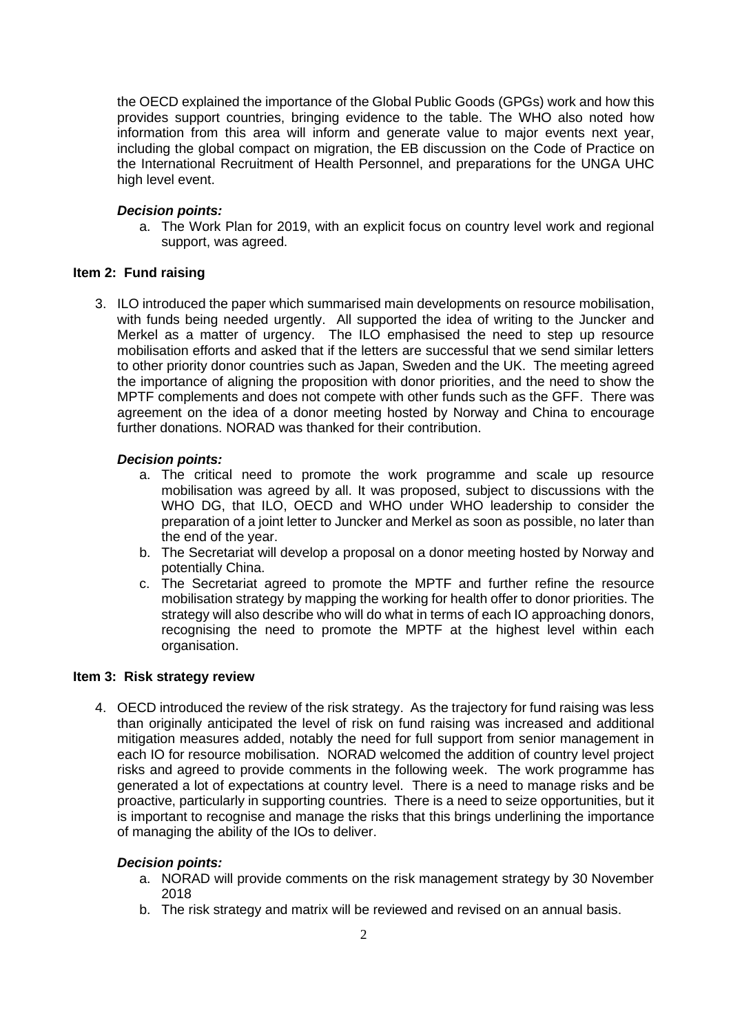the OECD explained the importance of the Global Public Goods (GPGs) work and how this provides support countries, bringing evidence to the table. The WHO also noted how information from this area will inform and generate value to major events next year, including the global compact on migration, the EB discussion on the Code of Practice on the International Recruitment of Health Personnel, and preparations for the UNGA UHC high level event.

***Decision points:***

a. The Work Plan for 2019, with an explicit focus on country level work and regional support, was agreed.

**Item 2: Fund raising**

3. ILO introduced the paper which summarised main developments on resource mobilisation, with funds being needed urgently. All supported the idea of writing to the Juncker and Merkel as a matter of urgency. The ILO emphasised the need to step up resource mobilisation efforts and asked that if the letters are successful that we send similar letters to other priority donor countries such as Japan, Sweden and the UK. The meeting agreed the importance of aligning the proposition with donor priorities, and the need to show the MPTF complements and does not compete with other funds such as the GFF. There was agreement on the idea of a donor meeting hosted by Norway and China to encourage further donations. NORAD was thanked for their contribution.

***Decision points:***

a. The critical need to promote the work programme and scale up resource mobilisation was agreed by all. It was proposed, subject to discussions with the WHO DG, that ILO, OECD and WHO under WHO leadership to consider the preparation of a joint letter to Juncker and Merkel as soon as possible, no later than the end of the year.
b. The Secretariat will develop a proposal on a donor meeting hosted by Norway and potentially China.
c. The Secretariat agreed to promote the MPTF and further refine the resource mobilisation strategy by mapping the working for health offer to donor priorities. The strategy will also describe who will do what in terms of each IO approaching donors, recognising the need to promote the MPTF at the highest level within each organisation.

**Item 3: Risk strategy review**

4. OECD introduced the review of the risk strategy. As the trajectory for fund raising was less than originally anticipated the level of risk on fund raising was increased and additional mitigation measures added, notably the need for full support from senior management in each IO for resource mobilisation. NORAD welcomed the addition of country level project risks and agreed to provide comments in the following week. The work programme has generated a lot of expectations at country level. There is a need to manage risks and be proactive, particularly in supporting countries. There is a need to seize opportunities, but it is important to recognise and manage the risks that this brings underlining the importance of managing the ability of the IOs to deliver.

***Decision points:***

a. NORAD will provide comments on the risk management strategy by 30 November 2018
b. The risk strategy and matrix will be reviewed and revised on an annual basis.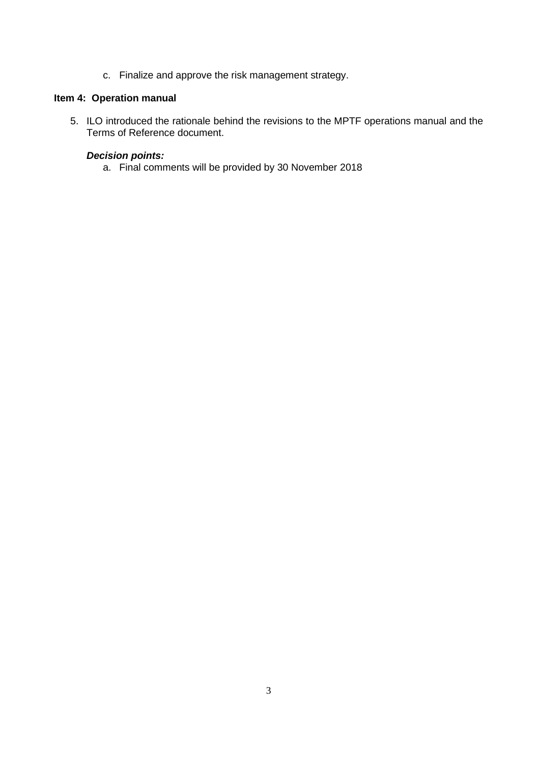c. Finalize and approve the risk management strategy.

**Item 4: Operation manual**

5. ILO introduced the rationale behind the revisions to the MPTF operations manual and the Terms of Reference document.

***Decision points:***

a. Final comments will be provided by 30 November 2018